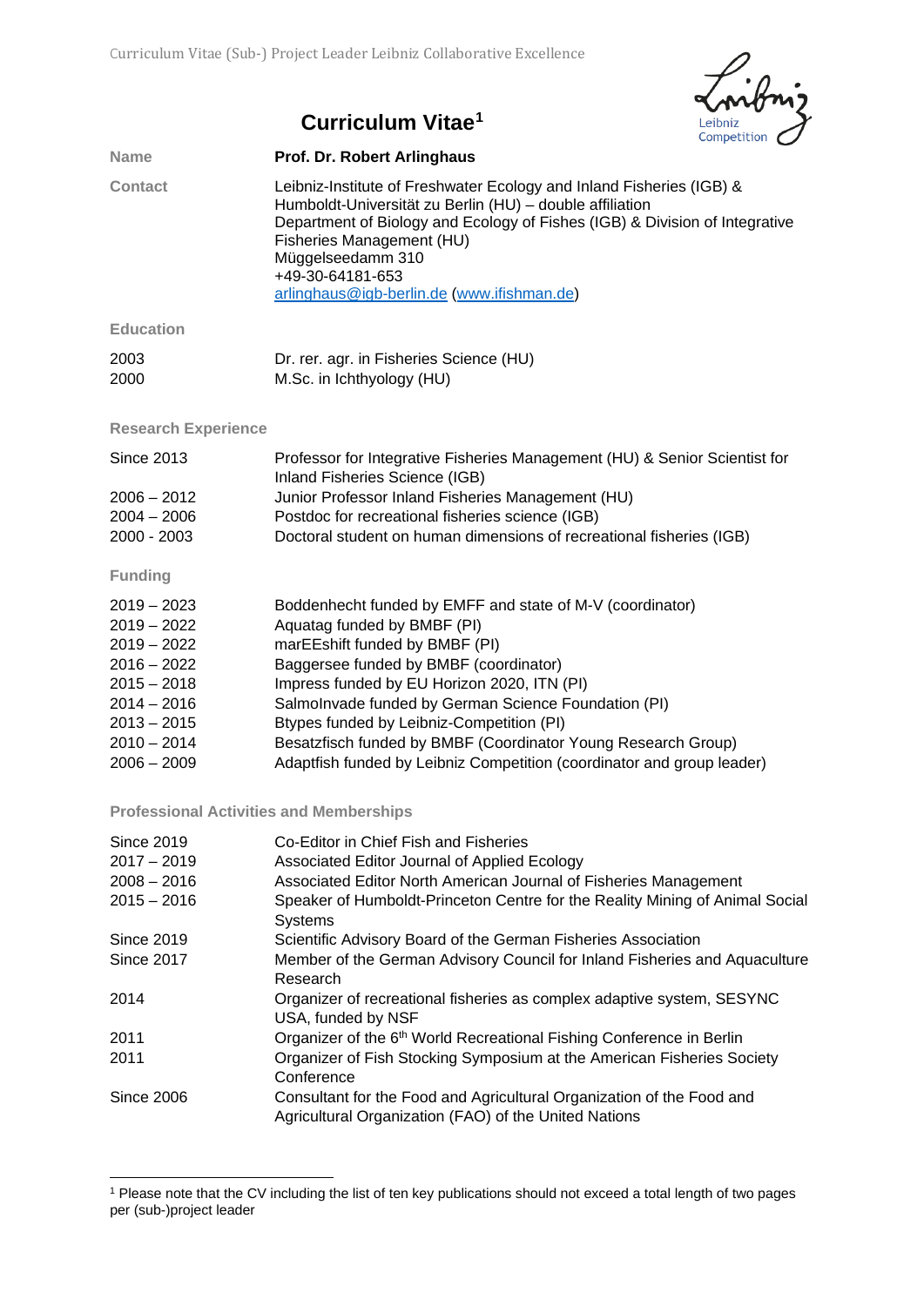# Curriculum Vitae[1]

| | |
|---|---|
| **Name** | **Prof. Dr. Robert Arlinghaus** |
| **Contact** | Leibniz-Institute of Freshwater Ecology and Inland Fisheries (IGB) & Humboldt-Universität zu Berlin (HU) – double affiliation<br>Department of Biology and Ecology of Fishes (IGB) & Division of Integrative Fisheries Management (HU)<br>Müggelseedamm 310<br>+49-30-64181-653<br>[arlinghaus@igb-berlin.de](mailto:arlinghaus@igb-berlin.de) ([www.ifishman.de](http://www.ifishman.de)) |

## Education

| | |
|---|---|
| 2003 | Dr. rer. agr. in Fisheries Science (HU) |
| 2000 | M.Sc. in Ichthyology (HU) |

## Research Experience

| | |
|---|---|
| Since 2013 | Professor for Integrative Fisheries Management (HU) & Senior Scientist for Inland Fisheries Science (IGB) |
| 2006 – 2012 | Junior Professor Inland Fisheries Management (HU) |
| 2004 – 2006 | Postdoc for recreational fisheries science (IGB) |
| 2000 - 2003 | Doctoral student on human dimensions of recreational fisheries (IGB) |

## Funding

| | |
|---|---|
| 2019 – 2023 | Boddenhecht funded by EMFF and state of M-V (coordinator) |
| 2019 – 2022 | Aquatag funded by BMBF (PI) |
| 2019 – 2022 | marEEshift funded by BMBF (PI) |
| 2016 – 2022 | Baggersee funded by BMBF (coordinator) |
| 2015 – 2018 | Impress funded by EU Horizon 2020, ITN (PI) |
| 2014 – 2016 | SalmoInvade funded by German Science Foundation (PI) |
| 2013 – 2015 | Btypes funded by Leibniz-Competition (PI) |
| 2010 – 2014 | Besatzfisch funded by BMBF (Coordinator Young Research Group) |
| 2006 – 2009 | Adaptfish funded by Leibniz Competition (coordinator and group leader) |

## Professional Activities and Memberships

| | |
|---|---|
| Since 2019 | Co-Editor in Chief Fish and Fisheries |
| 2017 – 2019 | Associated Editor Journal of Applied Ecology |
| 2008 – 2016 | Associated Editor North American Journal of Fisheries Management |
| 2015 – 2016 | Speaker of Humboldt-Princeton Centre for the Reality Mining of Animal Social Systems |
| Since 2019 | Scientific Advisory Board of the German Fisheries Association |
| Since 2017 | Member of the German Advisory Council for Inland Fisheries and Aquaculture Research |
| 2014 | Organizer of recreational fisheries as complex adaptive system, SESYNC USA, funded by NSF |
| 2011 | Organizer of the 6th World Recreational Fishing Conference in Berlin |
| 2011 | Organizer of Fish Stocking Symposium at the American Fisheries Society Conference |
| Since 2006 | Consultant for the Food and Agricultural Organization of the Food and Agricultural Organization (FAO) of the United Nations |

[1] Please note that the CV including the list of ten key publications should not exceed a total length of two pages per (sub-)project leader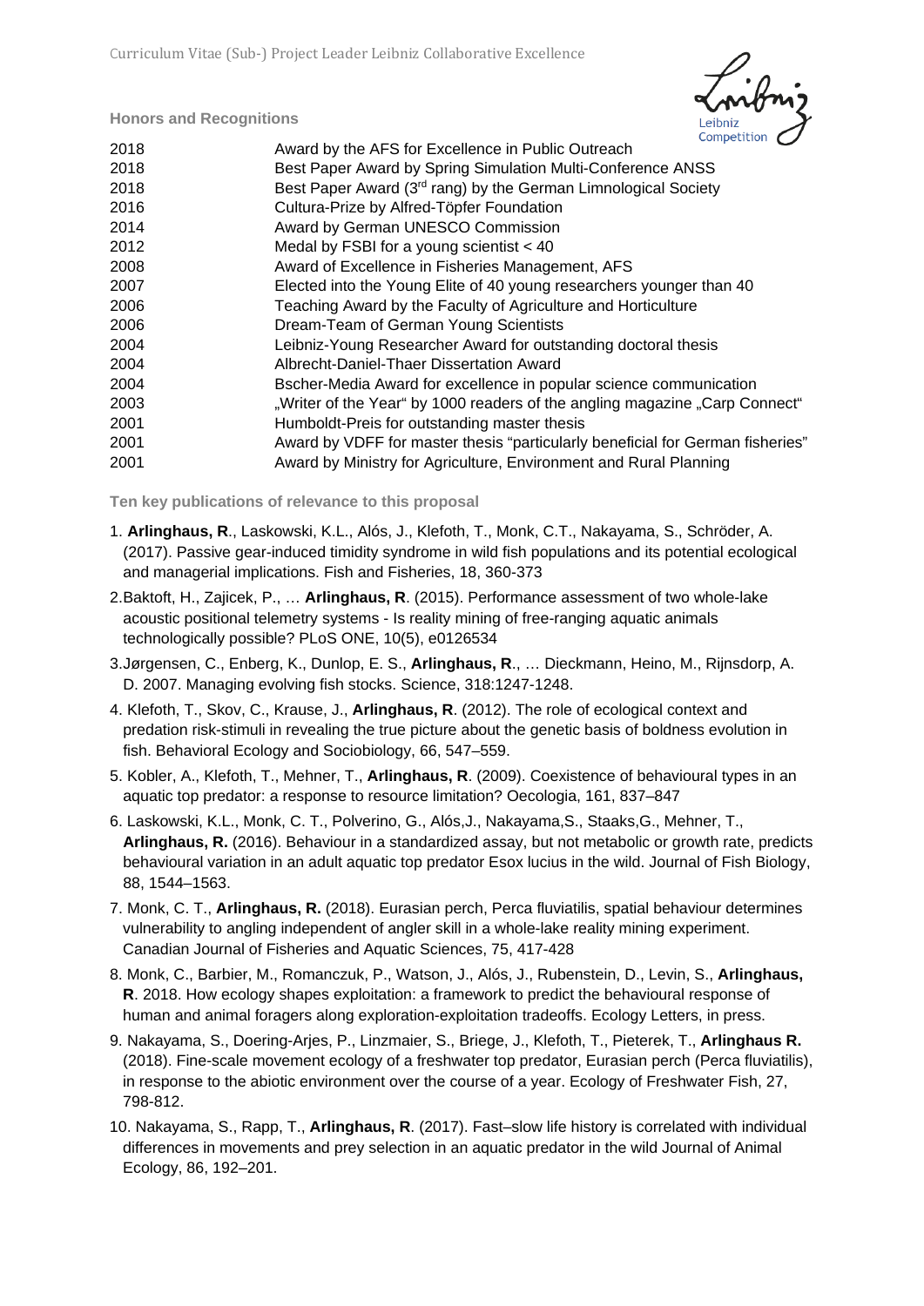## Honors and Recognitions

| | |
|---|---|
| 2018 | Award by the AFS for Excellence in Public Outreach |
| 2018 | Best Paper Award by Spring Simulation Multi-Conference ANSS |
| 2018 | Best Paper Award (3rd rang) by the German Limnological Society |
| 2016 | Cultura-Prize by Alfred-Töpfer Foundation |
| 2014 | Award by German UNESCO Commission |
| 2012 | Medal by FSBI for a young scientist < 40 |
| 2008 | Award of Excellence in Fisheries Management, AFS |
| 2007 | Elected into the Young Elite of 40 young researchers younger than 40 |
| 2006 | Teaching Award by the Faculty of Agriculture and Horticulture |
| 2006 | Dream-Team of German Young Scientists |
| 2004 | Leibniz-Young Researcher Award for outstanding doctoral thesis |
| 2004 | Albrecht-Daniel-Thaer Dissertation Award |
| 2004 | Bscher-Media Award for excellence in popular science communication |
| 2003 | „Writer of the Year" by 1000 readers of the angling magazine „Carp Connect" |
| 2001 | Humboldt-Preis for outstanding master thesis |
| 2001 | Award by VDFF for master thesis "particularly beneficial for German fisheries" |
| 2001 | Award by Ministry for Agriculture, Environment and Rural Planning |

## Ten key publications of relevance to this proposal

1. **Arlinghaus, R**., Laskowski, K.L., Alós, J., Klefoth, T., Monk, C.T., Nakayama, S., Schröder, A. (2017). Passive gear-induced timidity syndrome in wild fish populations and its potential ecological and managerial implications. Fish and Fisheries, 18, 360-373
2. Baktoft, H., Zajicek, P., … **Arlinghaus, R**. (2015). Performance assessment of two whole-lake acoustic positional telemetry systems - Is reality mining of free-ranging aquatic animals technologically possible? PLoS ONE, 10(5), e0126534
3. Jørgensen, C., Enberg, K., Dunlop, E. S., **Arlinghaus, R**., … Dieckmann, Heino, M., Rijnsdorp, A. D. 2007. Managing evolving fish stocks. Science, 318:1247-1248.
4. Klefoth, T., Skov, C., Krause, J., **Arlinghaus, R**. (2012). The role of ecological context and predation risk-stimuli in revealing the true picture about the genetic basis of boldness evolution in fish. Behavioral Ecology and Sociobiology, 66, 547–559.
5. Kobler, A., Klefoth, T., Mehner, T., **Arlinghaus, R**. (2009). Coexistence of behavioural types in an aquatic top predator: a response to resource limitation? Oecologia, 161, 837–847
6. Laskowski, K.L., Monk, C. T., Polverino, G., Alós,J., Nakayama,S., Staaks,G., Mehner, T., **Arlinghaus, R.** (2016). Behaviour in a standardized assay, but not metabolic or growth rate, predicts behavioural variation in an adult aquatic top predator Esox lucius in the wild. Journal of Fish Biology, 88, 1544–1563.
7. Monk, C. T., **Arlinghaus, R.** (2018). Eurasian perch, Perca fluviatilis, spatial behaviour determines vulnerability to angling independent of angler skill in a whole-lake reality mining experiment. Canadian Journal of Fisheries and Aquatic Sciences, 75, 417-428
8. Monk, C., Barbier, M., Romanczuk, P., Watson, J., Alós, J., Rubenstein, D., Levin, S., **Arlinghaus, R**. 2018. How ecology shapes exploitation: a framework to predict the behavioural response of human and animal foragers along exploration-exploitation tradeoffs. Ecology Letters, in press.
9. Nakayama, S., Doering-Arjes, P., Linzmaier, S., Briege, J., Klefoth, T., Pieterek, T., **Arlinghaus R.** (2018). Fine-scale movement ecology of a freshwater top predator, Eurasian perch (Perca fluviatilis), in response to the abiotic environment over the course of a year. Ecology of Freshwater Fish, 27, 798-812.
10. Nakayama, S., Rapp, T., **Arlinghaus, R**. (2017). Fast–slow life history is correlated with individual differences in movements and prey selection in an aquatic predator in the wild Journal of Animal Ecology, 86, 192–201.